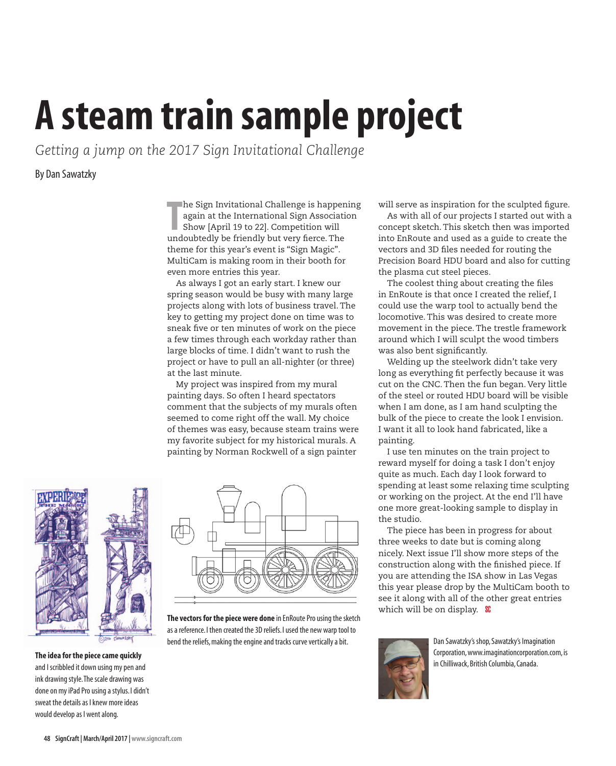# A steam train sample project

*Getting a jump on the 2017 Sign Invitational Challenge*

By Dan Sawatzky

The Sign Invitational Challenge is happening again at the International Sign Association Show [April 19 to 22]. Competition will undoubtedly be friendly but very fierce. The theme for this year's event is "Sign Magic". MultiCam is making room in their booth for even more entries this year.

As always I got an early start. I knew our spring season would be busy with many large projects along with lots of business travel. The key to getting my project done on time was to sneak five or ten minutes of work on the piece a few times through each workday rather than large blocks of time. I didn't want to rush the project or have to pull an all-nighter (or three) at the last minute.

My project was inspired from my mural painting days. So often I heard spectators comment that the subjects of my murals often seemed to come right off the wall. My choice of themes was easy, because steam trains were my favorite subject for my historical murals. A painting by Norman Rockwell of a sign painter will serve as inspiration for the sculpted figure.

As with all of our projects I started out with a concept sketch. This sketch then was imported into EnRoute and used as a guide to create the vectors and 3D files needed for routing the Precision Board HDU board and also for cutting the plasma cut steel pieces.

The coolest thing about creating the files in EnRoute is that once I created the relief, I could use the warp tool to actually bend the locomotive. This was desired to create more movement in the piece. The trestle framework around which I will sculpt the wood timbers was also bent significantly.

Welding up the steelwork didn't take very long as everything fit perfectly because it was cut on the CNC. Then the fun began. Very little of the steel or routed HDU board will be visible when I am done, as I am hand sculpting the bulk of the piece to create the look I envision. I want it all to look hand fabricated, like a painting.

I use ten minutes on the train project to reward myself for doing a task I don't enjoy quite as much. Each day I look forward to spending at least some relaxing time sculpting or working on the project. At the end I'll have one more great-looking sample to display in the studio.

The piece has been in progress for about three weeks to date but is coming along nicely. Next issue I'll show more steps of the construction along with the finished piece. If you are attending the ISA show in Las Vegas this year please drop by the MultiCam booth to see it along with all of the other great entries which will be on display. **SC**

**The idea for the piece came quickly** and I scribbled it down using my pen and ink drawing style. The scale drawing was done on my iPad Pro using a stylus. I didn't sweat the details as I knew more ideas would develop as I went along.

**The vectors for the piece were done** in EnRoute Pro using the sketch as a reference. I then created the 3D reliefs. I used the new warp tool to bend the reliefs, making the engine and tracks curve vertically a bit.

Dan Sawatzky's shop, Sawatzky's Imagination Corporation, www.imaginationcorporation.com, is in Chilliwack, British Columbia, Canada.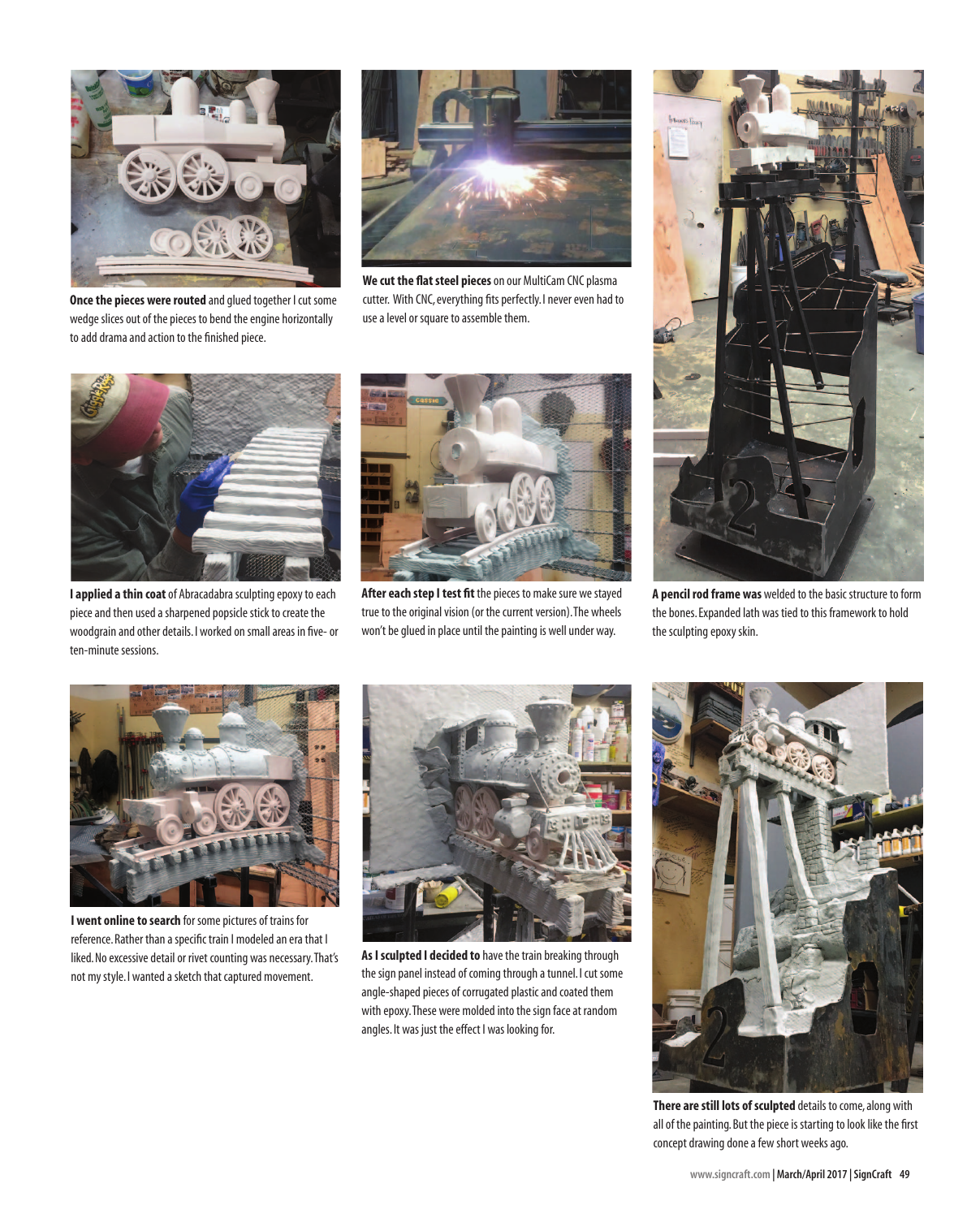**Once the pieces were routed** and glued together I cut some wedge slices out of the pieces to bend the engine horizontally to add drama and action to the finished piece.

**We cut the flat steel pieces** on our MultiCam CNC plasma cutter. With CNC, everything fits perfectly. I never even had to use a level or square to assemble them.

**A pencil rod frame was** welded to the basic structure to form the bones. Expanded lath was tied to this framework to hold the sculpting epoxy skin.

**I applied a thin coat** of Abracadabra sculpting epoxy to each piece and then used a sharpened popsicle stick to create the woodgrain and other details. I worked on small areas in five- or ten-minute sessions.

**After each step I test fit** the pieces to make sure we stayed true to the original vision (or the current version). The wheels won't be glued in place until the painting is well under way.

**I went online to search** for some pictures of trains for reference. Rather than a specific train I modeled an era that I liked. No excessive detail or rivet counting was necessary. That's not my style. I wanted a sketch that captured movement.

**As I sculpted I decided to** have the train breaking through the sign panel instead of coming through a tunnel. I cut some angle-shaped pieces of corrugated plastic and coated them with epoxy. These were molded into the sign face at random angles. It was just the effect I was looking for.

**There are still lots of sculpted** details to come, along with all of the painting. But the piece is starting to look like the first concept drawing done a few short weeks ago.